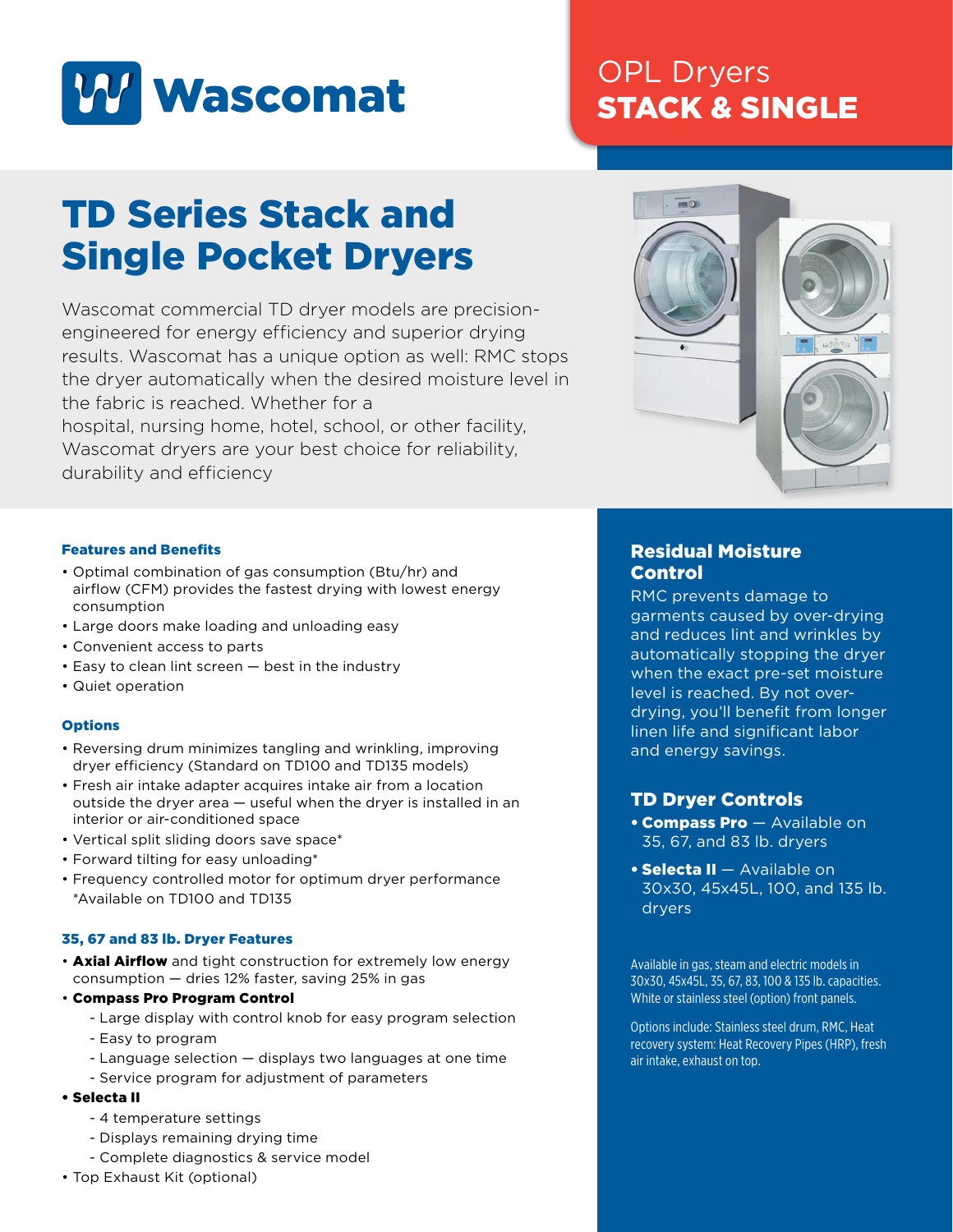# Wascomat

## OPL Dryers
## STACK & SINGLE

# TD Series Stack and Single Pocket Dryers

Wascomat commercial TD dryer models are precision-engineered for energy efficiency and superior drying results. Wascomat has a unique option as well: RMC stops the dryer automatically when the desired moisture level in the fabric is reached. Whether for a hospital, nursing home, hotel, school, or other facility, Wascomat dryers are your best choice for reliability, durability and efficiency

### Features and Benefits

- Optimal combination of gas consumption (Btu/hr) and airflow (CFM) provides the fastest drying with lowest energy consumption
- Large doors make loading and unloading easy
- Convenient access to parts
- Easy to clean lint screen — best in the industry
- Quiet operation

### Options

- Reversing drum minimizes tangling and wrinkling, improving dryer efficiency (Standard on TD100 and TD135 models)
- Fresh air intake adapter acquires intake air from a location outside the dryer area — useful when the dryer is installed in an interior or air-conditioned space
- Vertical split sliding doors save space*
- Forward tilting for easy unloading*
- Frequency controlled motor for optimum dryer performance

*Available on TD100 and TD135

### 35, 67 and 83 lb. Dryer Features

- **Axial Airflow** and tight construction for extremely low energy consumption — dries 12% faster, saving 25% in gas
- **Compass Pro Program Control**
  - Large display with control knob for easy program selection
  - Easy to program
  - Language selection — displays two languages at one time
  - Service program for adjustment of parameters
- **Selecta II**
  - 4 temperature settings
  - Displays remaining drying time
  - Complete diagnostics & service model
- Top Exhaust Kit (optional)

## Residual Moisture Control

RMC prevents damage to garments caused by over-drying and reduces lint and wrinkles by automatically stopping the dryer when the exact pre-set moisture level is reached. By not over-drying, you'll benefit from longer linen life and significant labor and energy savings.

## TD Dryer Controls

- **Compass Pro** — Available on 35, 67, and 83 lb. dryers
- **Selecta II** — Available on 30x30, 45x45L, 100, and 135 lb. dryers

Available in gas, steam and electric models in 30x30, 45x45L, 35, 67, 83, 100 & 135 lb. capacities. White or stainless steel (option) front panels.

Options include: Stainless steel drum, RMC, Heat recovery system: Heat Recovery Pipes (HRP), fresh air intake, exhaust on top.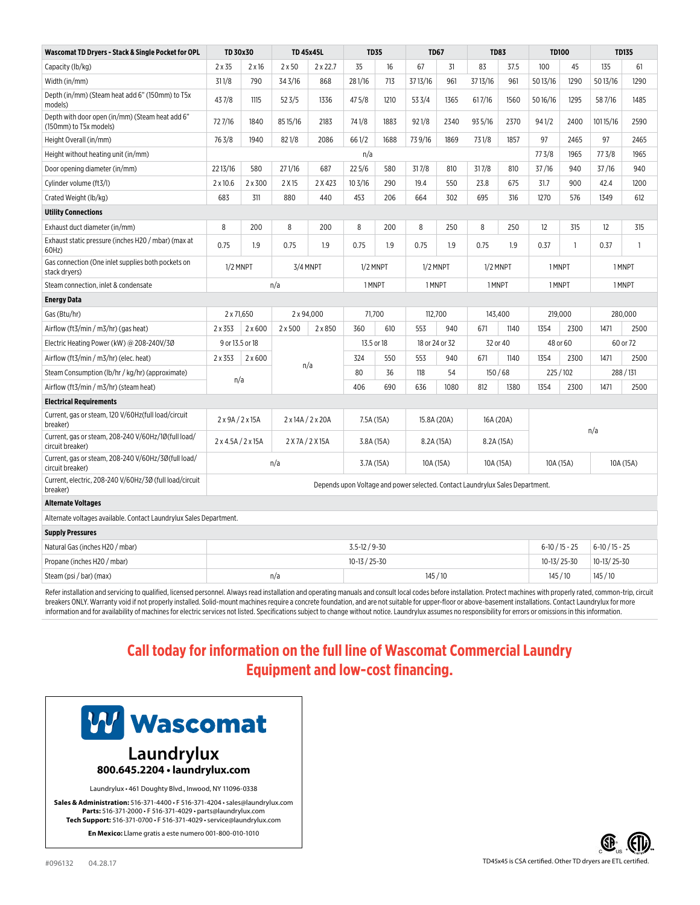| Wascomat TD Dryers - Stack & Single Pocket for OPL | TD 30x30 | | TD 45x45L | | TD35 | | TD67 | | TD83 | | TD100 | | TD135 | |
|---|---|---|---|---|---|---|---|---|---|---|---|---|---|---|
| Capacity (lb/kg) | 2 x 35 | 2 x 16 | 2 x 50 | 2 x 22.7 | 35 | 16 | 67 | 31 | 83 | 37.5 | 100 | 45 | 135 | 61 |
| Width (in/mm) | 31 1/8 | 790 | 34 3/16 | 868 | 28 1/16 | 713 | 37 13/16 | 961 | 37 13/16 | 961 | 50 13/16 | 1290 | 50 13/16 | 1290 |
| Depth (in/mm) (Steam heat add 6" (150mm) to T5x models) | 43 7/8 | 1115 | 52 3/5 | 1336 | 47 5/8 | 1210 | 53 3/4 | 1365 | 61 7/16 | 1560 | 50 16/16 | 1295 | 58 7/16 | 1485 |
| Depth with door open (in/mm) (Steam heat add 6" (150mm) to T5x models) | 72 7/16 | 1840 | 85 15/16 | 2183 | 74 1/8 | 1883 | 92 1/8 | 2340 | 93 5/16 | 2370 | 94 1/2 | 2400 | 101 15/16 | 2590 |
| Height Overall (in/mm) | 76 3/8 | 1940 | 82 1/8 | 2086 | 66 1/2 | 1688 | 73 9/16 | 1869 | 73 1/8 | 1857 | 97 | 2465 | 97 | 2465 |
| Height without heating unit (in/mm) | n/a | | | | | | | | | | 77 3/8 | 1965 | 77 3/8 | 1965 |
| Door opening diameter (in/mm) | 22 13/16 | 580 | 27 1/16 | 687 | 22 5/6 | 580 | 31 7/8 | 810 | 31 7/8 | 810 | 37 /16 | 940 | 37 /16 | 940 |
| Cylinder volume (ft3/l) | 2 x 10.6 | 2 x 300 | 2 X 15 | 2 X 423 | 10 3/16 | 290 | 19.4 | 550 | 23.8 | 675 | 31.7 | 900 | 42.4 | 1200 |
| Crated Weight (lb/kg) | 683 | 311 | 880 | 440 | 453 | 206 | 664 | 302 | 695 | 316 | 1270 | 576 | 1349 | 612 |
| **Utility Connections** | | | | | | | | | | | | | | |
| Exhaust duct diameter (in/mm) | 8 | 200 | 8 | 200 | 8 | 200 | 8 | 250 | 8 | 250 | 12 | 315 | 12 | 315 |
| Exhaust static pressure (inches H20 / mbar) (max at 60Hz) | 0.75 | 1.9 | 0.75 | 1.9 | 0.75 | 1.9 | 0.75 | 1.9 | 0.75 | 1.9 | 0.37 | 1 | 0.37 | 1 |
| Gas connection (One inlet supplies both pockets on stack dryers) | 1/2 MNPT | | 3/4 MNPT | | 1/2 MNPT | | 1/2 MNPT | | 1/2 MNPT | | 1 MNPT | | 1 MNPT | |
| Steam connection, inlet & condensate | n/a | | | | 1 MNPT | | 1 MNPT | | 1 MNPT | | 1 MNPT | | 1 MNPT | |
| **Energy Data** | | | | | | | | | | | | | | |
| Gas (Btu/hr) | 2 x 71,650 | | 2 x 94,000 | | 71,700 | | 112,700 | | 143,400 | | 219,000 | | 280,000 | |
| Airflow (ft3/min / m3/hr) (gas heat) | 2 x 353 | 2 x 600 | 2 x 500 | 2 x 850 | 360 | 610 | 553 | 940 | 671 | 1140 | 1354 | 2300 | 1471 | 2500 |
| Electric Heating Power (kW) @ 208-240V/3Ø | 9 or 13.5 or 18 | | n/a | | 13.5 or 18 | | 18 or 24 or 32 | | 32 or 40 | | 48 or 60 | | 60 or 72 | |
| Airflow (ft3/min / m3/hr) (elec. heat) | 2 x 353 | 2 x 600 | | | 324 | 550 | 553 | 940 | 671 | 1140 | 1354 | 2300 | 1471 | 2500 |
| Steam Consumption (lb/hr / kg/hr) (approximate) | n/a | | | | 80 | 36 | 118 | 54 | 150 / 68 | | 225 / 102 | | 288 / 131 | |
| Airflow (ft3/min / m3/hr) (steam heat) | | | | | 406 | 690 | 636 | 1080 | 812 | 1380 | 1354 | 2300 | 1471 | 2500 |
| **Electrical Requirements** | | | | | | | | | | | | | | |
| Current, gas or steam, 120 V/60Hz(full load/circuit breaker) | 2 x 9A / 2 x 15A | | 2 x 14A / 2 x 20A | | 7.5A (15A) | | 15.8A (20A) | | 16A (20A) | | n/a | | | |
| Current, gas or steam, 208-240 V/60Hz/1Ø(full load/ circuit breaker) | 2 x 4.5A / 2 x 15A | | 2 X 7A / 2 X 15A | | 3.8A (15A) | | 8.2A (15A) | | 8.2A (15A) | | | | | |
| Current, gas or steam, 208-240 V/60Hz/3Ø(full load/ circuit breaker) | n/a | | | | 3.7A (15A) | | 10A (15A) | | 10A (15A) | | 10A (15A) | | 10A (15A) | |
| Current, electric, 208-240 V/60Hz/3Ø (full load/circuit breaker) | Depends upon Voltage and power selected. Contact Laundrylux Sales Department. | | | | | | | | | | | | | |
| **Alternate Voltages** | | | | | | | | | | | | | | |
| Alternate voltages available. Contact Laundrylux Sales Department. | | | | | | | | | | | | | | |
| **Supply Pressures** | | | | | | | | | | | | | | |
| Natural Gas (inches H20 / mbar) | 3.5-12 / 9-30 | | | | | | | | | | 6-10 / 15 - 25 | | 6-10 / 15 - 25 | |
| Propane (inches H20 / mbar) | 10-13 / 25-30 | | | | | | | | | | 10-13/ 25-30 | | 10-13/ 25-30 | |
| Steam (psi / bar) (max) | n/a | | | | 145 / 10 | | | | | | 145 / 10 | | 145 / 10 | |

Refer installation and servicing to qualified, licensed personnel. Always read installation and operating manuals and consult local codes before installation. Protect machines with properly rated, common-trip, circuit breakers ONLY. Warranty void if not properly installed. Solid-mount machines require a concrete foundation, and are not suitable for upper-floor or above-basement installations. Contact Laundrylux for more information and for availability of machines for electric services not listed. Specifications subject to change without notice. Laundrylux assumes no responsibility for errors or omissions in this information.

## Call today for information on the full line of Wascomat Commercial Laundry Equipment and low-cost financing.

**Wascomat**

**Laundrylux**

**800.645.2204 • laundrylux.com**

Laundrylux • 461 Doughty Blvd., Inwood, NY 11096-0338

**Sales & Administration:** 516-371-4400 • F 516-371-4204 • sales@laundrylux.com
**Parts:** 516-371-2000 • F 516-371-4029 • parts@laundrylux.com
**Tech Support:** 516-371-0700 • F 516-371-4029 • service@laundrylux.com

**En Mexico:** Llame gratis a este numero 001-800-010-1010

#096132 04.28.17

TD45x45 is CSA certified. Other TD dryers are ETL certified.